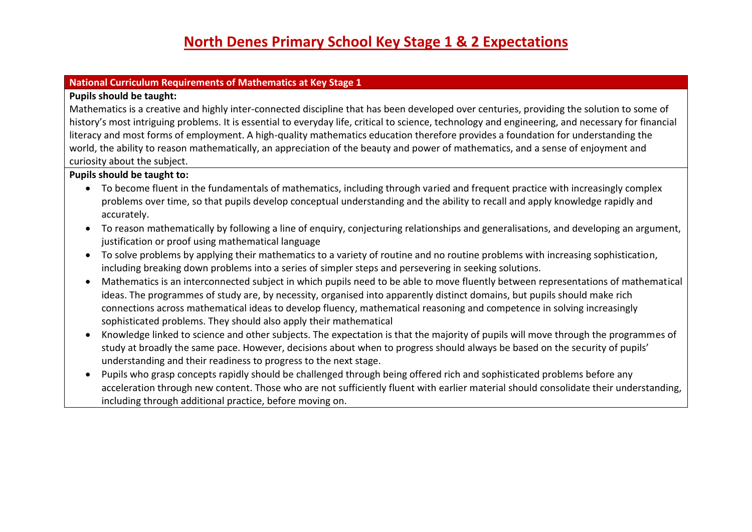# North Denes Primary School Key Stage 1 & 2 Expectations

| National Curriculum Requirements of Mathematics at Key Stage 1 |
|---|
| **Pupils should be taught:**<br>Mathematics is a creative and highly inter-connected discipline that has been developed over centuries, providing the solution to some of history's most intriguing problems. It is essential to everyday life, critical to science, technology and engineering, and necessary for financial literacy and most forms of employment. A high-quality mathematics education therefore provides a foundation for understanding the world, the ability to reason mathematically, an appreciation of the beauty and power of mathematics, and a sense of enjoyment and curiosity about the subject. |
| **Pupils should be taught to:**<br>• To become fluent in the fundamentals of mathematics, including through varied and frequent practice with increasingly complex problems over time, so that pupils develop conceptual understanding and the ability to recall and apply knowledge rapidly and accurately.<br>• To reason mathematically by following a line of enquiry, conjecturing relationships and generalisations, and developing an argument, justification or proof using mathematical language<br>• To solve problems by applying their mathematics to a variety of routine and no routine problems with increasing sophistication, including breaking down problems into a series of simpler steps and persevering in seeking solutions.<br>• Mathematics is an interconnected subject in which pupils need to be able to move fluently between representations of mathematical ideas. The programmes of study are, by necessity, organised into apparently distinct domains, but pupils should make rich connections across mathematical ideas to develop fluency, mathematical reasoning and competence in solving increasingly sophisticated problems. They should also apply their mathematical<br>• Knowledge linked to science and other subjects. The expectation is that the majority of pupils will move through the programmes of study at broadly the same pace. However, decisions about when to progress should always be based on the security of pupils' understanding and their readiness to progress to the next stage.<br>• Pupils who grasp concepts rapidly should be challenged through being offered rich and sophisticated problems before any acceleration through new content. Those who are not sufficiently fluent with earlier material should consolidate their understanding, including through additional practice, before moving on. |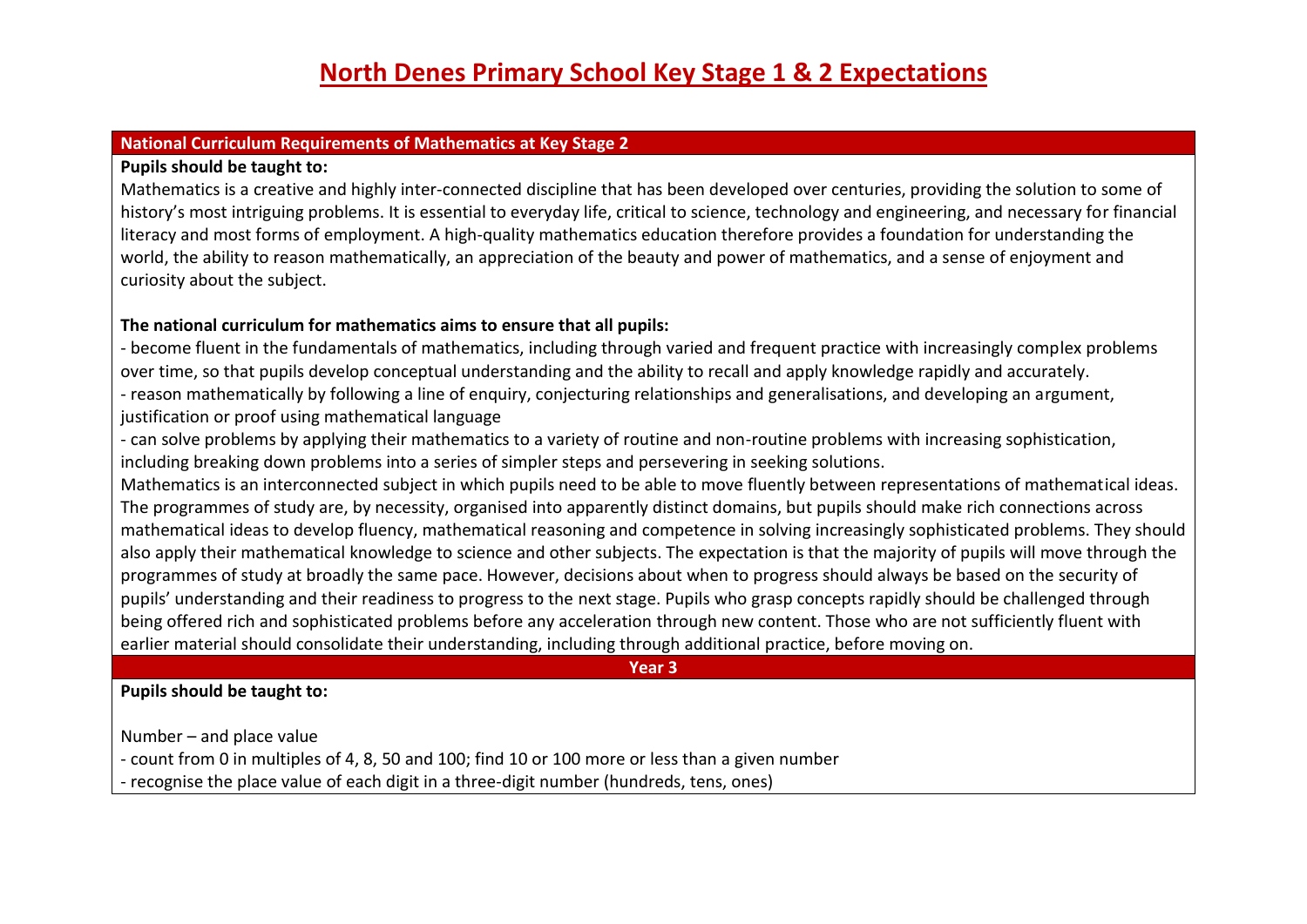# North Denes Primary School Key Stage 1 & 2 Expectations

## National Curriculum Requirements of Mathematics at Key Stage 2

**Pupils should be taught to:**

Mathematics is a creative and highly inter-connected discipline that has been developed over centuries, providing the solution to some of history's most intriguing problems. It is essential to everyday life, critical to science, technology and engineering, and necessary for financial literacy and most forms of employment. A high-quality mathematics education therefore provides a foundation for understanding the world, the ability to reason mathematically, an appreciation of the beauty and power of mathematics, and a sense of enjoyment and curiosity about the subject.

**The national curriculum for mathematics aims to ensure that all pupils:**

- become fluent in the fundamentals of mathematics, including through varied and frequent practice with increasingly complex problems over time, so that pupils develop conceptual understanding and the ability to recall and apply knowledge rapidly and accurately.
- reason mathematically by following a line of enquiry, conjecturing relationships and generalisations, and developing an argument, justification or proof using mathematical language
- can solve problems by applying their mathematics to a variety of routine and non-routine problems with increasing sophistication, including breaking down problems into a series of simpler steps and persevering in seeking solutions.

Mathematics is an interconnected subject in which pupils need to be able to move fluently between representations of mathematical ideas. The programmes of study are, by necessity, organised into apparently distinct domains, but pupils should make rich connections across mathematical ideas to develop fluency, mathematical reasoning and competence in solving increasingly sophisticated problems. They should also apply their mathematical knowledge to science and other subjects. The expectation is that the majority of pupils will move through the programmes of study at broadly the same pace. However, decisions about when to progress should always be based on the security of pupils' understanding and their readiness to progress to the next stage. Pupils who grasp concepts rapidly should be challenged through being offered rich and sophisticated problems before any acceleration through new content. Those who are not sufficiently fluent with earlier material should consolidate their understanding, including through additional practice, before moving on.

## Year 3

**Pupils should be taught to:**

Number – and place value

- count from 0 in multiples of 4, 8, 50 and 100; find 10 or 100 more or less than a given number
- recognise the place value of each digit in a three-digit number (hundreds, tens, ones)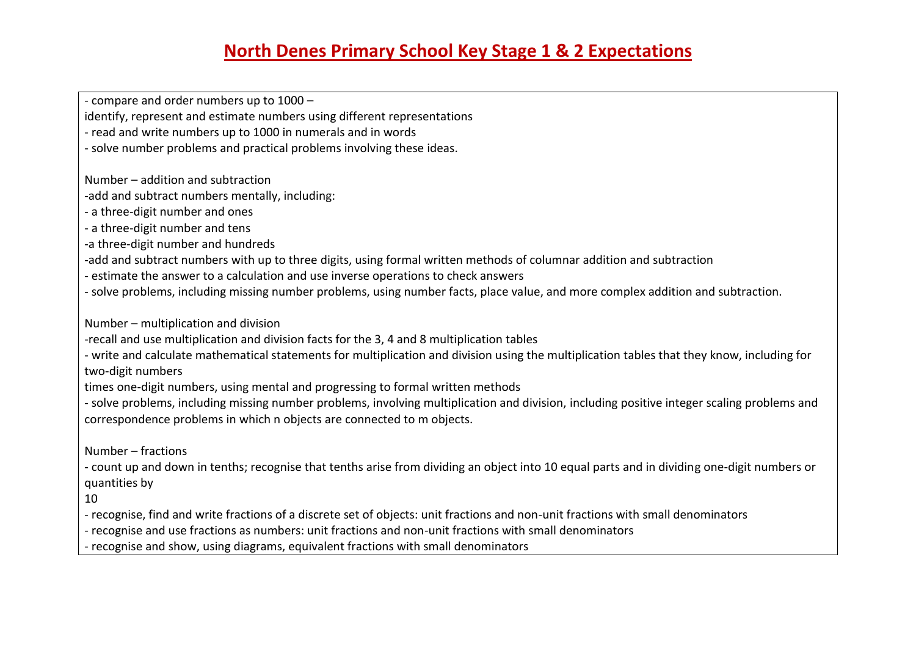# North Denes Primary School Key Stage 1 & 2 Expectations

- compare and order numbers up to 1000 –
identify, represent and estimate numbers using different representations
- read and write numbers up to 1000 in numerals and in words
- solve number problems and practical problems involving these ideas.

Number – addition and subtraction
-add and subtract numbers mentally, including:
- a three-digit number and ones
- a three-digit number and tens
-a three-digit number and hundreds
-add and subtract numbers with up to three digits, using formal written methods of columnar addition and subtraction
- estimate the answer to a calculation and use inverse operations to check answers
- solve problems, including missing number problems, using number facts, place value, and more complex addition and subtraction.

Number – multiplication and division
-recall and use multiplication and division facts for the 3, 4 and 8 multiplication tables
- write and calculate mathematical statements for multiplication and division using the multiplication tables that they know, including for two-digit numbers
times one-digit numbers, using mental and progressing to formal written methods
- solve problems, including missing number problems, involving multiplication and division, including positive integer scaling problems and correspondence problems in which n objects are connected to m objects.

Number – fractions
- count up and down in tenths; recognise that tenths arise from dividing an object into 10 equal parts and in dividing one-digit numbers or quantities by
10
- recognise, find and write fractions of a discrete set of objects: unit fractions and non-unit fractions with small denominators
- recognise and use fractions as numbers: unit fractions and non-unit fractions with small denominators
- recognise and show, using diagrams, equivalent fractions with small denominators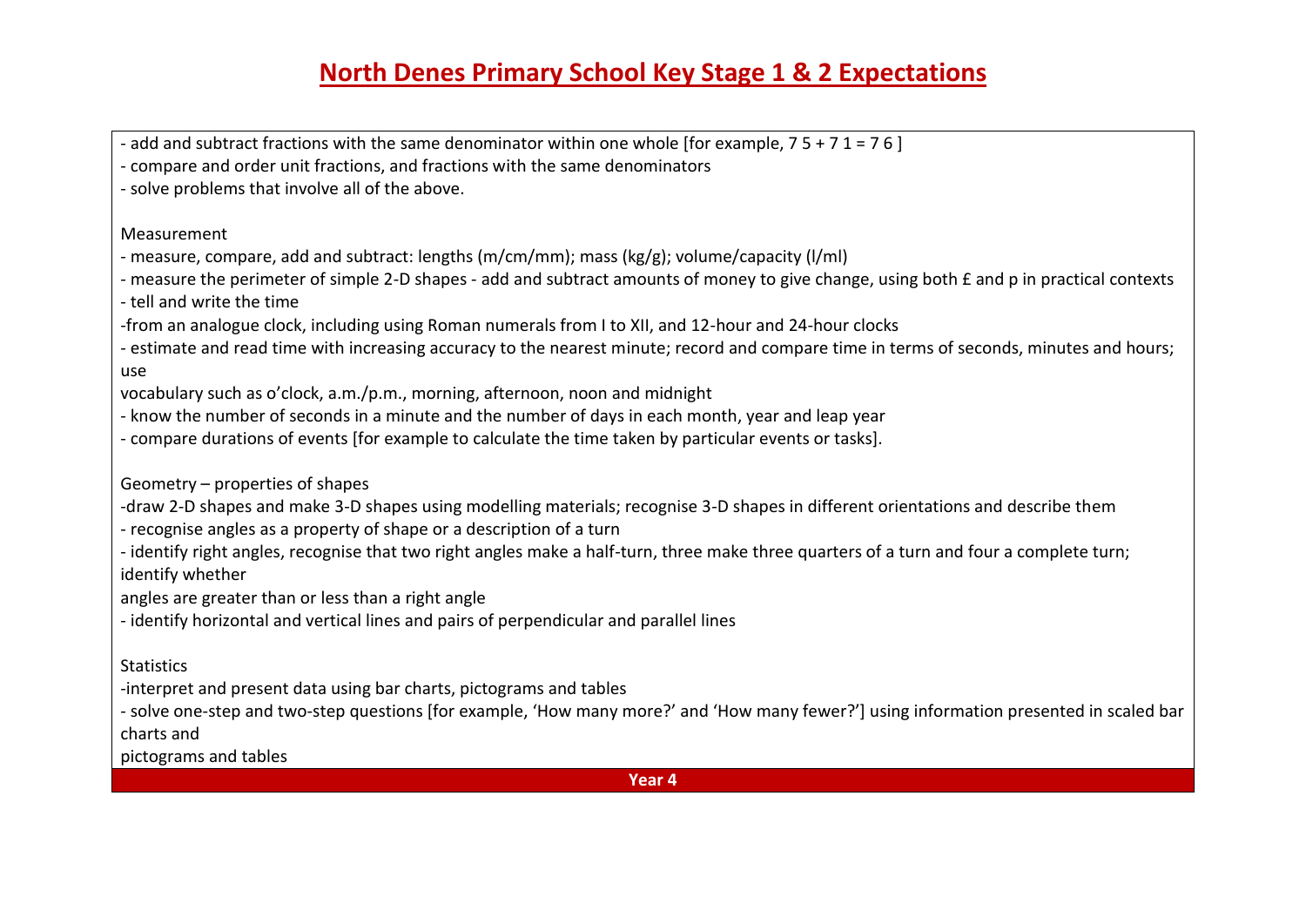# North Denes Primary School Key Stage 1 & 2 Expectations

- add and subtract fractions with the same denominator within one whole [for example, 7 5 + 7 1 = 7 6 ]
- compare and order unit fractions, and fractions with the same denominators
- solve problems that involve all of the above.

Measurement

- measure, compare, add and subtract: lengths (m/cm/mm); mass (kg/g); volume/capacity (l/ml)
- measure the perimeter of simple 2-D shapes - add and subtract amounts of money to give change, using both £ and p in practical contexts
- tell and write the time
- from an analogue clock, including using Roman numerals from I to XII, and 12-hour and 24-hour clocks
- estimate and read time with increasing accuracy to the nearest minute; record and compare time in terms of seconds, minutes and hours; use vocabulary such as o'clock, a.m./p.m., morning, afternoon, noon and midnight
- know the number of seconds in a minute and the number of days in each month, year and leap year
- compare durations of events [for example to calculate the time taken by particular events or tasks].

Geometry – properties of shapes

- draw 2-D shapes and make 3-D shapes using modelling materials; recognise 3-D shapes in different orientations and describe them
- recognise angles as a property of shape or a description of a turn
- identify right angles, recognise that two right angles make a half-turn, three make three quarters of a turn and four a complete turn; identify whether angles are greater than or less than a right angle
- identify horizontal and vertical lines and pairs of perpendicular and parallel lines

Statistics

- interpret and present data using bar charts, pictograms and tables
- solve one-step and two-step questions [for example, 'How many more?' and 'How many fewer?'] using information presented in scaled bar charts and pictograms and tables

**Year 4**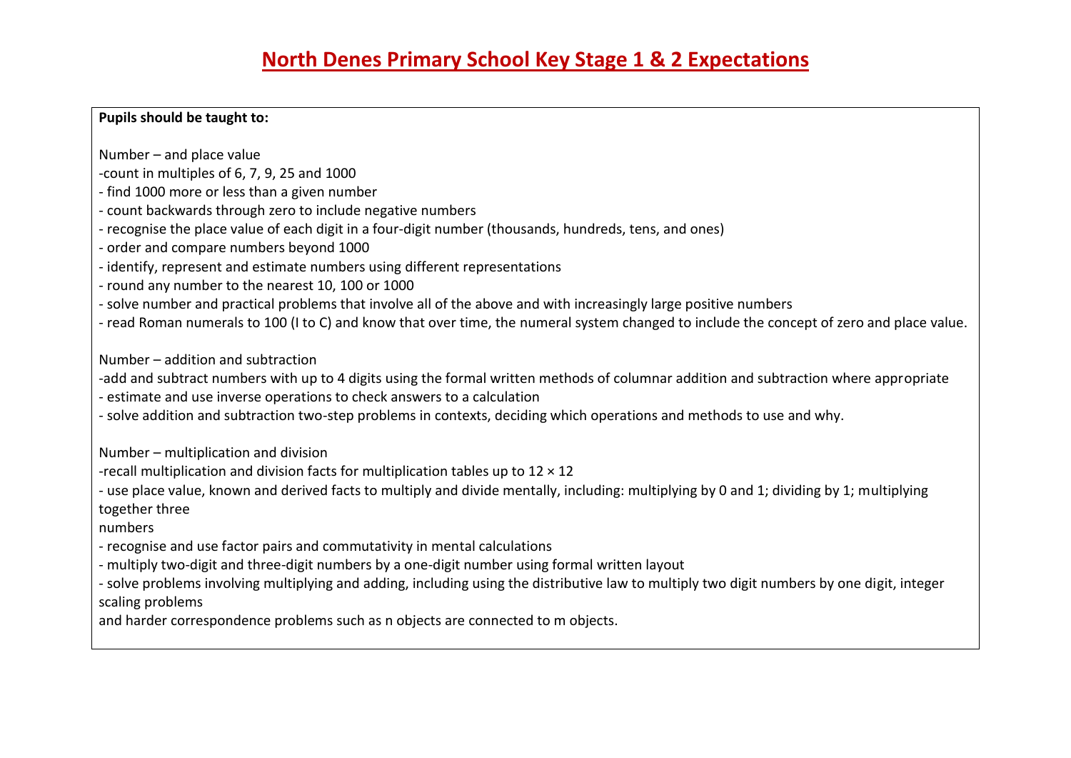# North Denes Primary School Key Stage 1 & 2 Expectations

**Pupils should be taught to:**

Number – and place value

- count in multiples of 6, 7, 9, 25 and 1000
- find 1000 more or less than a given number
- count backwards through zero to include negative numbers
- recognise the place value of each digit in a four-digit number (thousands, hundreds, tens, and ones)
- order and compare numbers beyond 1000
- identify, represent and estimate numbers using different representations
- round any number to the nearest 10, 100 or 1000
- solve number and practical problems that involve all of the above and with increasingly large positive numbers
- read Roman numerals to 100 (I to C) and know that over time, the numeral system changed to include the concept of zero and place value.

Number – addition and subtraction

- add and subtract numbers with up to 4 digits using the formal written methods of columnar addition and subtraction where appropriate
- estimate and use inverse operations to check answers to a calculation
- solve addition and subtraction two-step problems in contexts, deciding which operations and methods to use and why.

Number – multiplication and division

- recall multiplication and division facts for multiplication tables up to 12 × 12
- use place value, known and derived facts to multiply and divide mentally, including: multiplying by 0 and 1; dividing by 1; multiplying together three numbers
- recognise and use factor pairs and commutativity in mental calculations
- multiply two-digit and three-digit numbers by a one-digit number using formal written layout
- solve problems involving multiplying and adding, including using the distributive law to multiply two digit numbers by one digit, integer scaling problems and harder correspondence problems such as n objects are connected to m objects.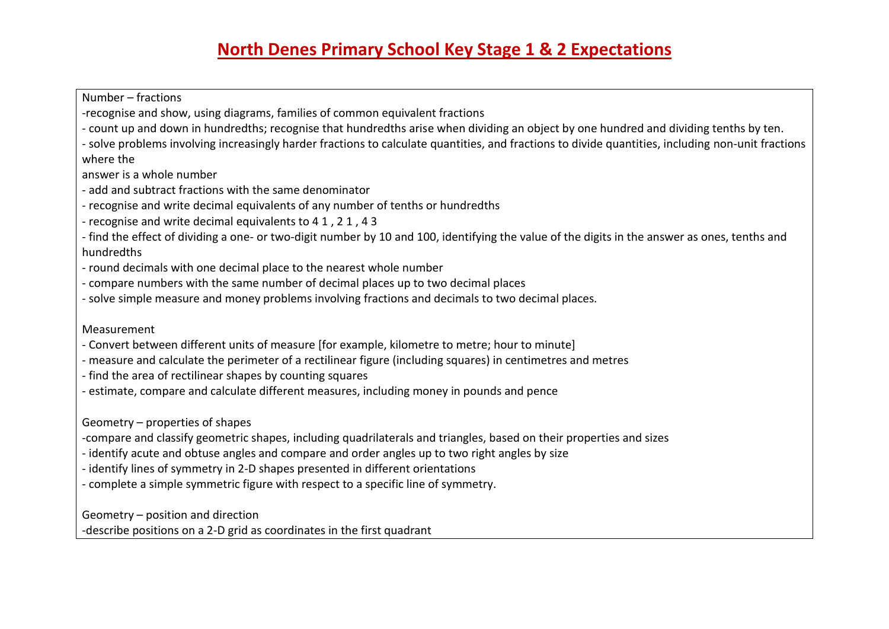# North Denes Primary School Key Stage 1 & 2 Expectations

Number – fractions

- recognise and show, using diagrams, families of common equivalent fractions
- count up and down in hundredths; recognise that hundredths arise when dividing an object by one hundred and dividing tenths by ten.
- solve problems involving increasingly harder fractions to calculate quantities, and fractions to divide quantities, including non-unit fractions where the answer is a whole number
- add and subtract fractions with the same denominator
- recognise and write decimal equivalents of any number of tenths or hundredths
- recognise and write decimal equivalents to 4 1 , 2 1 , 4 3
- find the effect of dividing a one- or two-digit number by 10 and 100, identifying the value of the digits in the answer as ones, tenths and hundredths
- round decimals with one decimal place to the nearest whole number
- compare numbers with the same number of decimal places up to two decimal places
- solve simple measure and money problems involving fractions and decimals to two decimal places.

Measurement

- Convert between different units of measure [for example, kilometre to metre; hour to minute]
- measure and calculate the perimeter of a rectilinear figure (including squares) in centimetres and metres
- find the area of rectilinear shapes by counting squares
- estimate, compare and calculate different measures, including money in pounds and pence

Geometry – properties of shapes

- compare and classify geometric shapes, including quadrilaterals and triangles, based on their properties and sizes
- identify acute and obtuse angles and compare and order angles up to two right angles by size
- identify lines of symmetry in 2-D shapes presented in different orientations
- complete a simple symmetric figure with respect to a specific line of symmetry.

Geometry – position and direction

- describe positions on a 2-D grid as coordinates in the first quadrant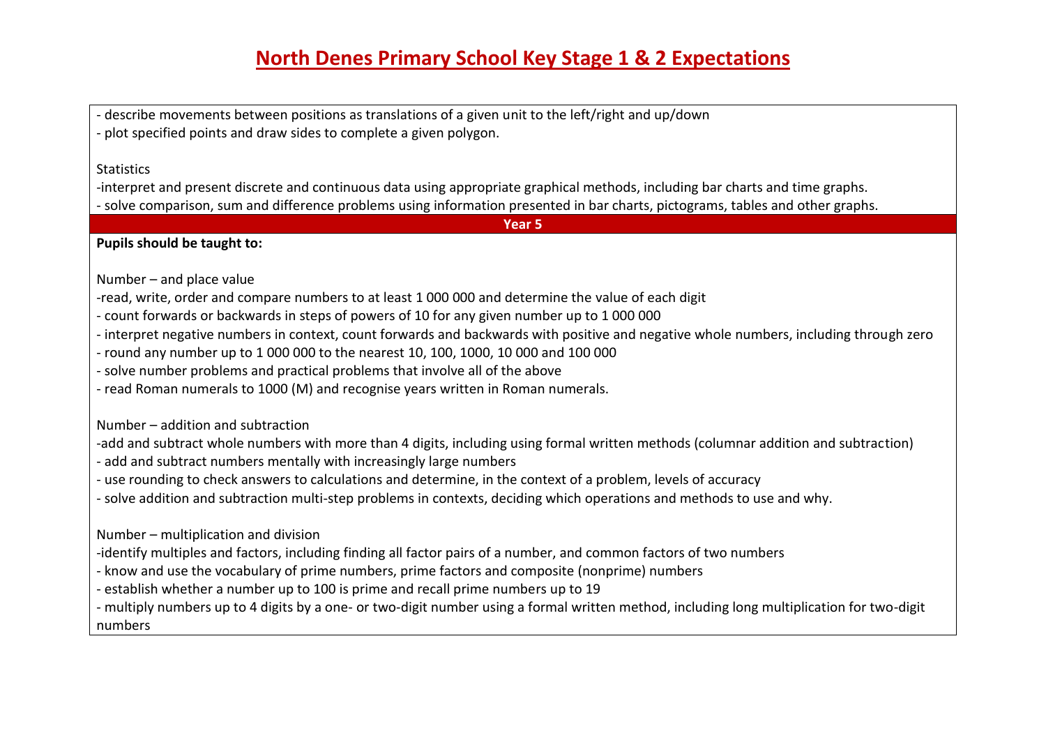# North Denes Primary School Key Stage 1 & 2 Expectations

- describe movements between positions as translations of a given unit to the left/right and up/down
- plot specified points and draw sides to complete a given polygon.

Statistics

- interpret and present discrete and continuous data using appropriate graphical methods, including bar charts and time graphs.
- solve comparison, sum and difference problems using information presented in bar charts, pictograms, tables and other graphs.

## Year 5

**Pupils should be taught to:**

Number – and place value

- read, write, order and compare numbers to at least 1 000 000 and determine the value of each digit
- count forwards or backwards in steps of powers of 10 for any given number up to 1 000 000
- interpret negative numbers in context, count forwards and backwards with positive and negative whole numbers, including through zero
- round any number up to 1 000 000 to the nearest 10, 100, 1000, 10 000 and 100 000
- solve number problems and practical problems that involve all of the above
- read Roman numerals to 1000 (M) and recognise years written in Roman numerals.

Number – addition and subtraction

- add and subtract whole numbers with more than 4 digits, including using formal written methods (columnar addition and subtraction)
- add and subtract numbers mentally with increasingly large numbers
- use rounding to check answers to calculations and determine, in the context of a problem, levels of accuracy
- solve addition and subtraction multi-step problems in contexts, deciding which operations and methods to use and why.

Number – multiplication and division

- identify multiples and factors, including finding all factor pairs of a number, and common factors of two numbers
- know and use the vocabulary of prime numbers, prime factors and composite (nonprime) numbers
- establish whether a number up to 100 is prime and recall prime numbers up to 19
- multiply numbers up to 4 digits by a one- or two-digit number using a formal written method, including long multiplication for two-digit numbers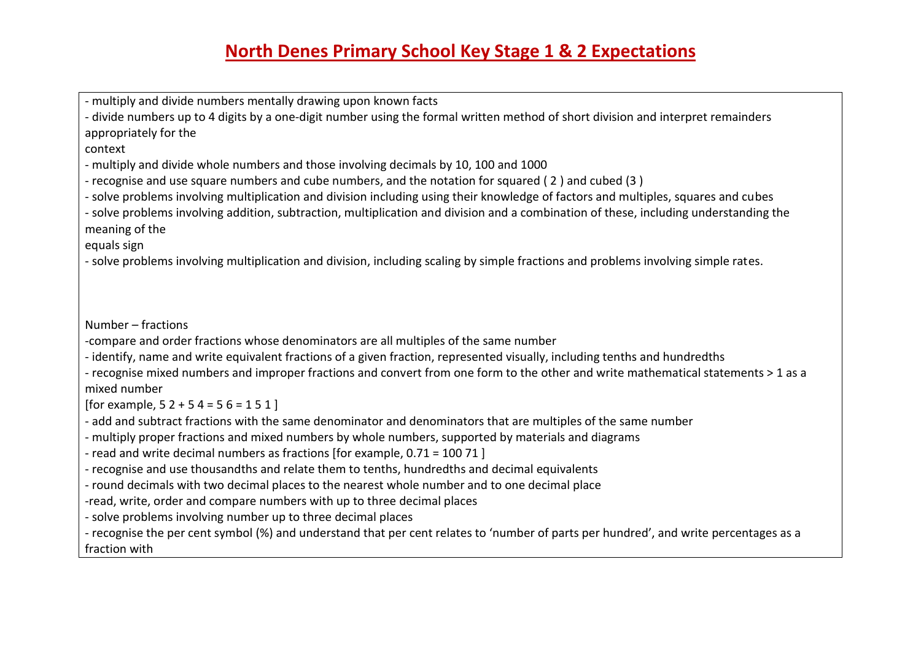# North Denes Primary School Key Stage 1 & 2 Expectations

- multiply and divide numbers mentally drawing upon known facts
- divide numbers up to 4 digits by a one-digit number using the formal written method of short division and interpret remainders appropriately for the context
- multiply and divide whole numbers and those involving decimals by 10, 100 and 1000
- recognise and use square numbers and cube numbers, and the notation for squared ( 2 ) and cubed (3 )
- solve problems involving multiplication and division including using their knowledge of factors and multiples, squares and cubes
- solve problems involving addition, subtraction, multiplication and division and a combination of these, including understanding the meaning of the equals sign
- solve problems involving multiplication and division, including scaling by simple fractions and problems involving simple rates.

Number – fractions

- compare and order fractions whose denominators are all multiples of the same number
- identify, name and write equivalent fractions of a given fraction, represented visually, including tenths and hundredths
- recognise mixed numbers and improper fractions and convert from one form to the other and write mathematical statements > 1 as a mixed number [for example, 5 2 + 5 4 = 5 6 = 1 5 1 ]
- add and subtract fractions with the same denominator and denominators that are multiples of the same number
- multiply proper fractions and mixed numbers by whole numbers, supported by materials and diagrams
- read and write decimal numbers as fractions [for example, 0.71 = 100 71 ]
- recognise and use thousandths and relate them to tenths, hundredths and decimal equivalents
- round decimals with two decimal places to the nearest whole number and to one decimal place
- read, write, order and compare numbers with up to three decimal places
- solve problems involving number up to three decimal places
- recognise the per cent symbol (%) and understand that per cent relates to 'number of parts per hundred', and write percentages as a fraction with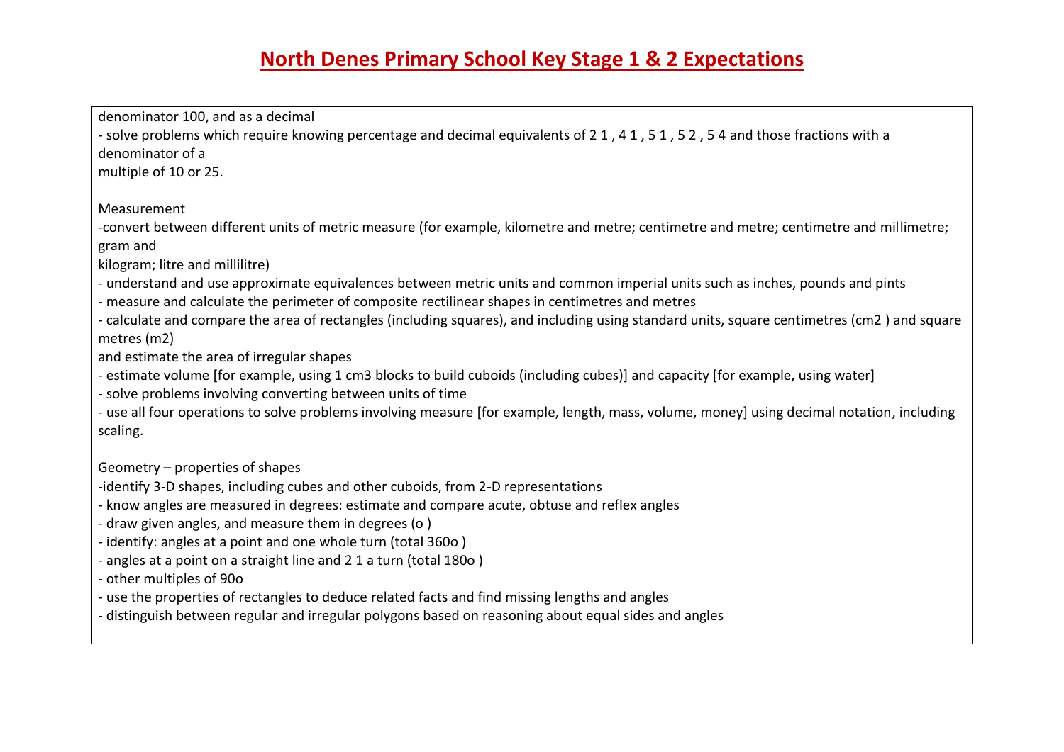# North Denes Primary School Key Stage 1 & 2 Expectations

denominator 100, and as a decimal

- solve problems which require knowing percentage and decimal equivalents of $\frac{1}{2}$, $\frac{1}{4}$, $\frac{1}{5}$, $\frac{2}{5}$, $\frac{4}{5}$ and those fractions with a denominator of a multiple of 10 or 25.

Measurement

- convert between different units of metric measure (for example, kilometre and metre; centimetre and metre; centimetre and millimetre; gram and kilogram; litre and millilitre)
- understand and use approximate equivalences between metric units and common imperial units such as inches, pounds and pints
- measure and calculate the perimeter of composite rectilinear shapes in centimetres and metres
- calculate and compare the area of rectangles (including squares), and including using standard units, square centimetres ($cm^2$) and square metres ($m^2$) and estimate the area of irregular shapes
- estimate volume [for example, using 1 $cm^3$ blocks to build cuboids (including cubes)] and capacity [for example, using water]
- solve problems involving converting between units of time
- use all four operations to solve problems involving measure [for example, length, mass, volume, money] using decimal notation, including scaling.

Geometry – properties of shapes

- identify 3-D shapes, including cubes and other cuboids, from 2-D representations
- know angles are measured in degrees: estimate and compare acute, obtuse and reflex angles
- draw given angles, and measure them in degrees ($^{\circ}$)
- identify: angles at a point and one whole turn (total $360^{\circ}$)
- angles at a point on a straight line and $\frac{1}{2}$ a turn (total $180^{\circ}$)
- other multiples of $90^{\circ}$
- use the properties of rectangles to deduce related facts and find missing lengths and angles
- distinguish between regular and irregular polygons based on reasoning about equal sides and angles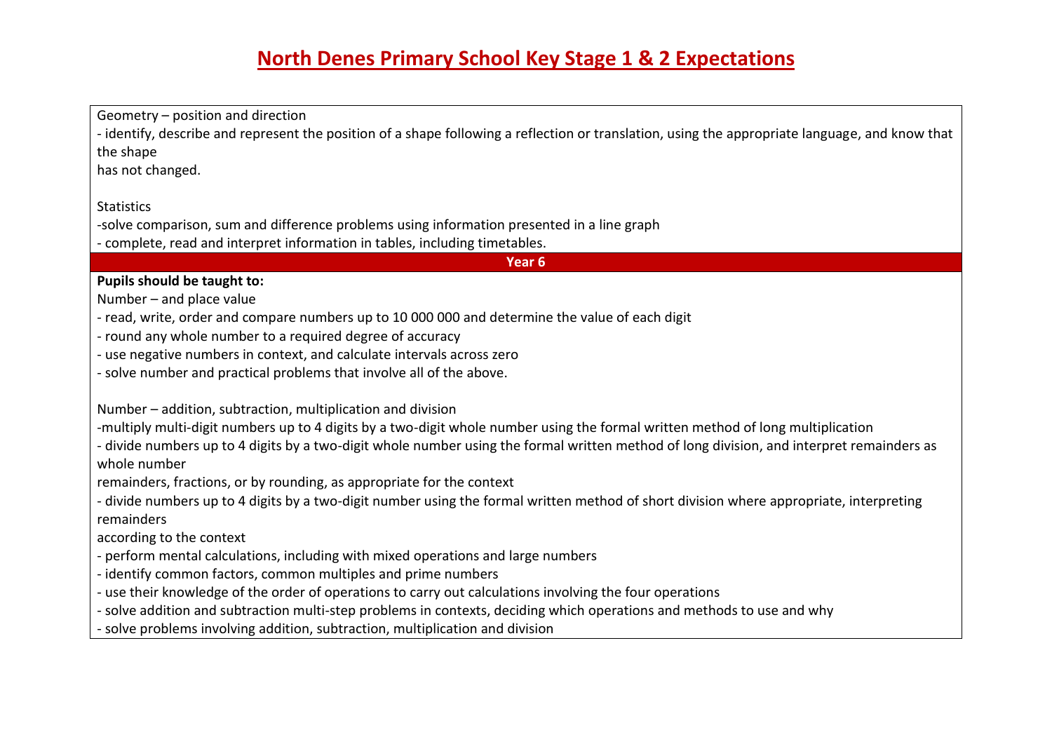# North Denes Primary School Key Stage 1 & 2 Expectations

Geometry – position and direction

- identify, describe and represent the position of a shape following a reflection or translation, using the appropriate language, and know that the shape has not changed.

Statistics

- solve comparison, sum and difference problems using information presented in a line graph
- complete, read and interpret information in tables, including timetables.

## Year 6

**Pupils should be taught to:**

Number – and place value

- read, write, order and compare numbers up to 10 000 000 and determine the value of each digit
- round any whole number to a required degree of accuracy
- use negative numbers in context, and calculate intervals across zero
- solve number and practical problems that involve all of the above.

Number – addition, subtraction, multiplication and division

- multiply multi-digit numbers up to 4 digits by a two-digit whole number using the formal written method of long multiplication
- divide numbers up to 4 digits by a two-digit whole number using the formal written method of long division, and interpret remainders as whole number remainders, fractions, or by rounding, as appropriate for the context
- divide numbers up to 4 digits by a two-digit number using the formal written method of short division where appropriate, interpreting remainders according to the context
- perform mental calculations, including with mixed operations and large numbers
- identify common factors, common multiples and prime numbers
- use their knowledge of the order of operations to carry out calculations involving the four operations
- solve addition and subtraction multi-step problems in contexts, deciding which operations and methods to use and why
- solve problems involving addition, subtraction, multiplication and division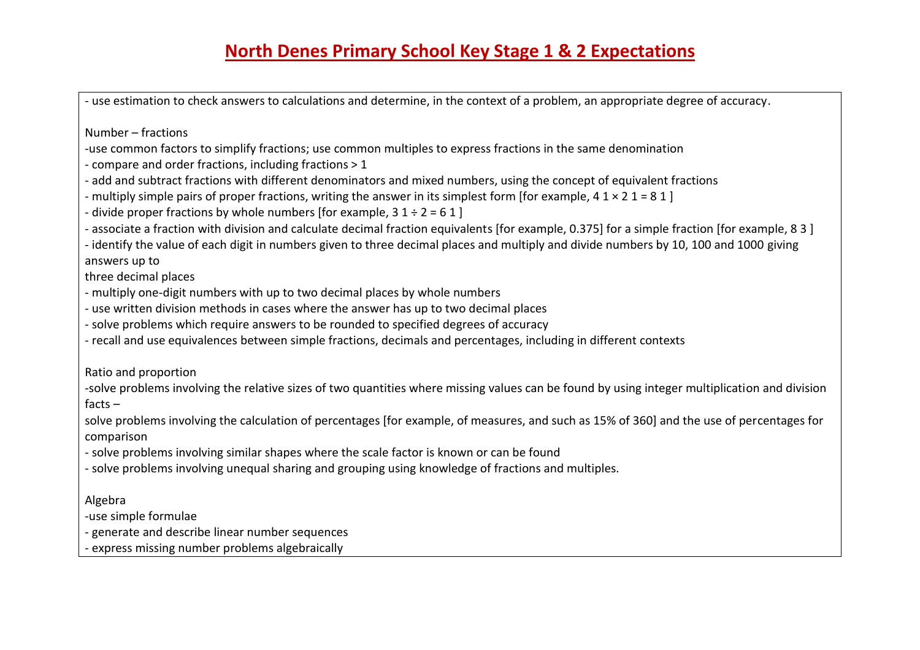# North Denes Primary School Key Stage 1 & 2 Expectations

- use estimation to check answers to calculations and determine, in the context of a problem, an appropriate degree of accuracy.

Number – fractions

- use common factors to simplify fractions; use common multiples to express fractions in the same denomination
- compare and order fractions, including fractions > 1
- add and subtract fractions with different denominators and mixed numbers, using the concept of equivalent fractions
- multiply simple pairs of proper fractions, writing the answer in its simplest form [for example, $\frac{1}{4} \times \frac{1}{2} = \frac{1}{8}$]
- divide proper fractions by whole numbers [for example, $\frac{1}{3} \div 2 = \frac{1}{6}$]
- associate a fraction with division and calculate decimal fraction equivalents [for example, 0.375] for a simple fraction [for example, $\frac{3}{8}$]
- identify the value of each digit in numbers given to three decimal places and multiply and divide numbers by 10, 100 and 1000 giving answers up to three decimal places
- multiply one-digit numbers with up to two decimal places by whole numbers
- use written division methods in cases where the answer has up to two decimal places
- solve problems which require answers to be rounded to specified degrees of accuracy
- recall and use equivalences between simple fractions, decimals and percentages, including in different contexts

Ratio and proportion

- solve problems involving the relative sizes of two quantities where missing values can be found by using integer multiplication and division facts –
- solve problems involving the calculation of percentages [for example, of measures, and such as 15% of 360] and the use of percentages for comparison
- solve problems involving similar shapes where the scale factor is known or can be found
- solve problems involving unequal sharing and grouping using knowledge of fractions and multiples.

Algebra

- use simple formulae
- generate and describe linear number sequences
- express missing number problems algebraically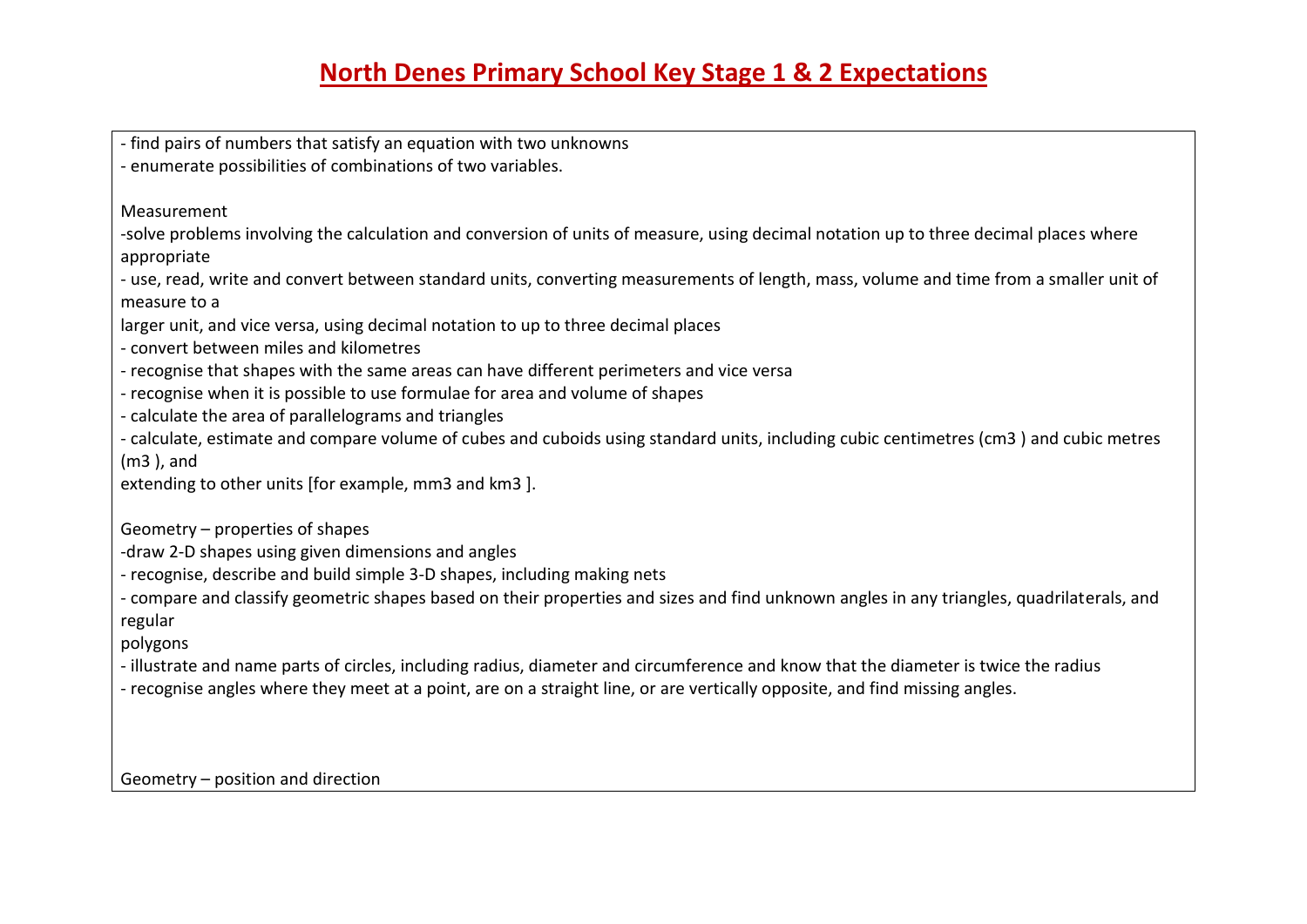# North Denes Primary School Key Stage 1 & 2 Expectations

- find pairs of numbers that satisfy an equation with two unknowns
- enumerate possibilities of combinations of two variables.

Measurement

-solve problems involving the calculation and conversion of units of measure, using decimal notation up to three decimal places where appropriate
- use, read, write and convert between standard units, converting measurements of length, mass, volume and time from a smaller unit of measure to a larger unit, and vice versa, using decimal notation to up to three decimal places
- convert between miles and kilometres
- recognise that shapes with the same areas can have different perimeters and vice versa
- recognise when it is possible to use formulae for area and volume of shapes
- calculate the area of parallelograms and triangles
- calculate, estimate and compare volume of cubes and cuboids using standard units, including cubic centimetres ($cm^3$) and cubic metres ($m^3$), and extending to other units [for example, $mm^3$ and $km^3$].

Geometry – properties of shapes

-draw 2-D shapes using given dimensions and angles
- recognise, describe and build simple 3-D shapes, including making nets
- compare and classify geometric shapes based on their properties and sizes and find unknown angles in any triangles, quadrilaterals, and regular polygons
- illustrate and name parts of circles, including radius, diameter and circumference and know that the diameter is twice the radius
- recognise angles where they meet at a point, are on a straight line, or are vertically opposite, and find missing angles.

Geometry – position and direction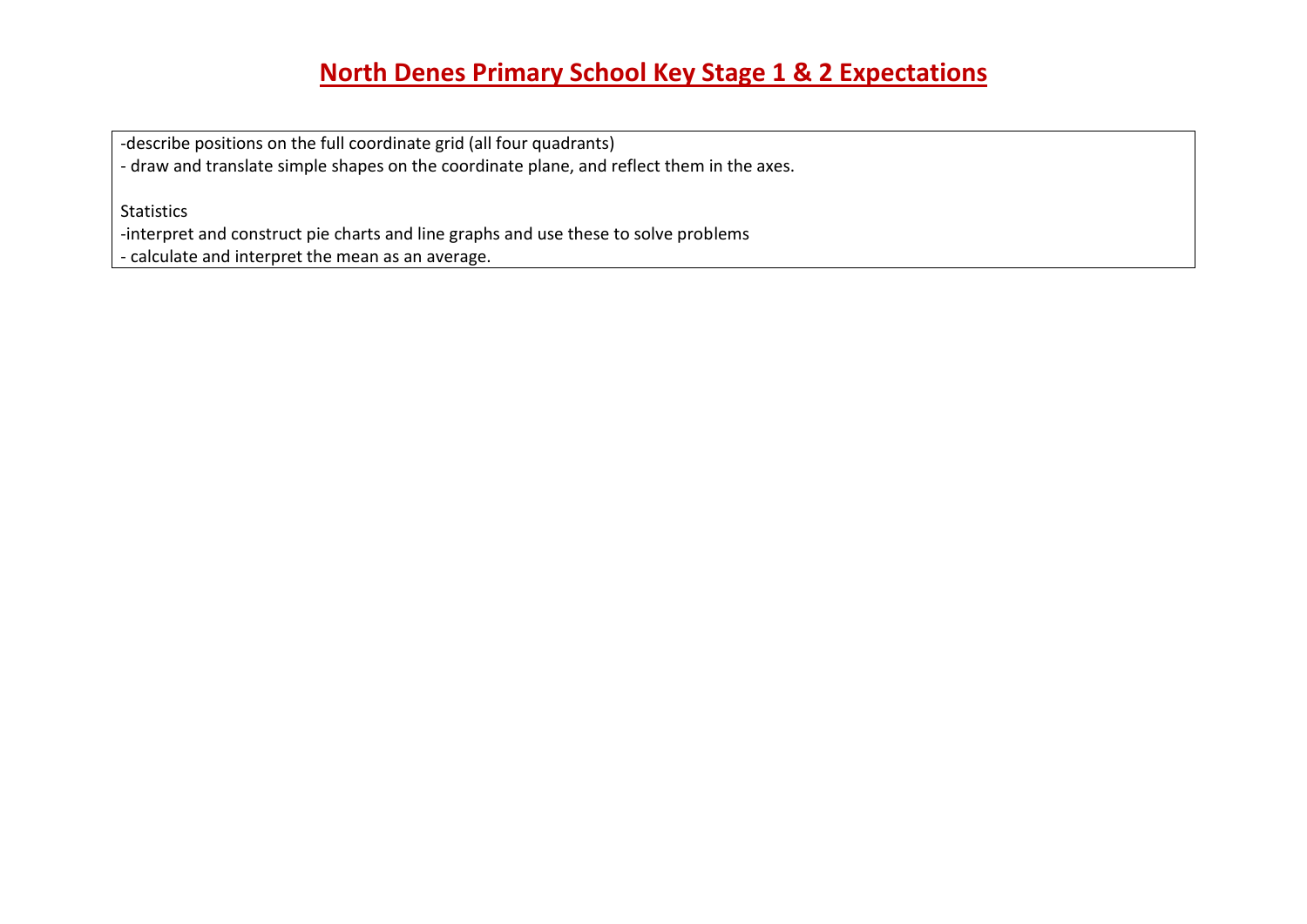# North Denes Primary School Key Stage 1 & 2 Expectations

-describe positions on the full coordinate grid (all four quadrants)
- draw and translate simple shapes on the coordinate plane, and reflect them in the axes.

Statistics
-interpret and construct pie charts and line graphs and use these to solve problems
- calculate and interpret the mean as an average.